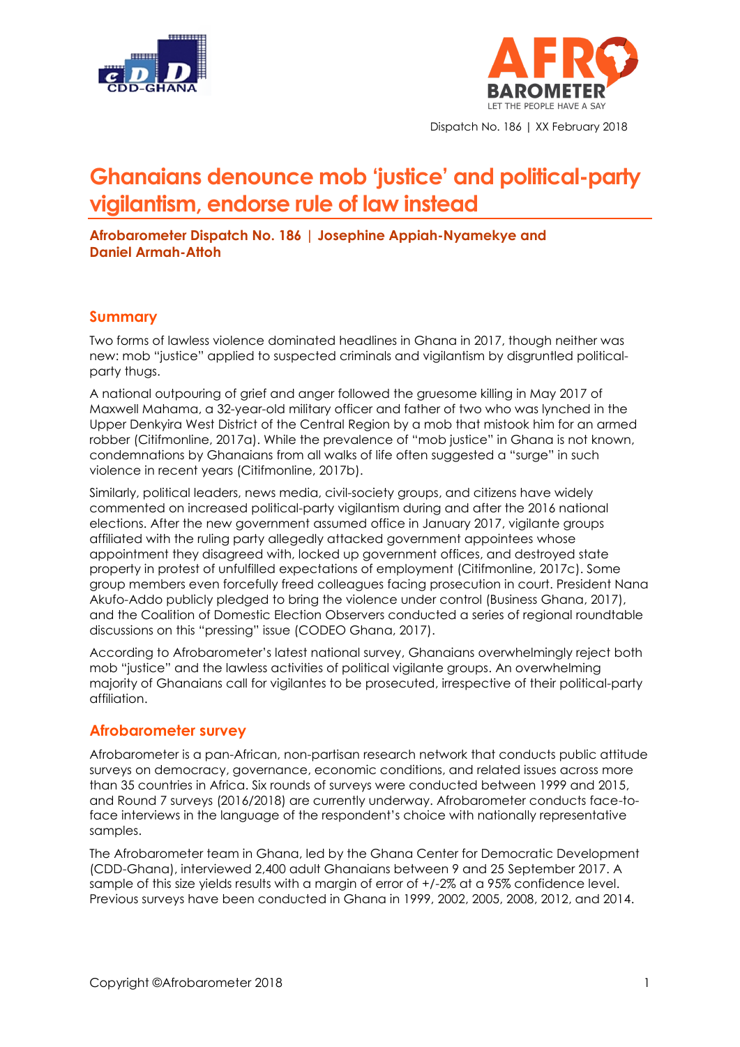Dispatch No. 186 | XX February 2018

# Ghanaians denounce mob 'justice' and political-party vigilantism, endorse rule of law instead

**Afrobarometer Dispatch No. 186 | Josephine Appiah-Nyamekye and Daniel Armah-Attoh**

## Summary

Two forms of lawless violence dominated headlines in Ghana in 2017, though neither was new: mob "justice" applied to suspected criminals and vigilantism by disgruntled political-party thugs.

A national outpouring of grief and anger followed the gruesome killing in May 2017 of Maxwell Mahama, a 32-year-old military officer and father of two who was lynched in the Upper Denkyira West District of the Central Region by a mob that mistook him for an armed robber (Citifmonline, 2017a). While the prevalence of "mob justice" in Ghana is not known, condemnations by Ghanaians from all walks of life often suggested a "surge" in such violence in recent years (Citifmonline, 2017b).

Similarly, political leaders, news media, civil-society groups, and citizens have widely commented on increased political-party vigilantism during and after the 2016 national elections. After the new government assumed office in January 2017, vigilante groups affiliated with the ruling party allegedly attacked government appointees whose appointment they disagreed with, locked up government offices, and destroyed state property in protest of unfulfilled expectations of employment (Citifmonline, 2017c). Some group members even forcefully freed colleagues facing prosecution in court. President Nana Akufo-Addo publicly pledged to bring the violence under control (Business Ghana, 2017), and the Coalition of Domestic Election Observers conducted a series of regional roundtable discussions on this "pressing" issue (CODEO Ghana, 2017).

According to Afrobarometer's latest national survey, Ghanaians overwhelmingly reject both mob "justice" and the lawless activities of political vigilante groups. An overwhelming majority of Ghanaians call for vigilantes to be prosecuted, irrespective of their political-party affiliation.

## Afrobarometer survey

Afrobarometer is a pan-African, non-partisan research network that conducts public attitude surveys on democracy, governance, economic conditions, and related issues across more than 35 countries in Africa. Six rounds of surveys were conducted between 1999 and 2015, and Round 7 surveys (2016/2018) are currently underway. Afrobarometer conducts face-to-face interviews in the language of the respondent's choice with nationally representative samples.

The Afrobarometer team in Ghana, led by the Ghana Center for Democratic Development (CDD-Ghana), interviewed 2,400 adult Ghanaians between 9 and 25 September 2017. A sample of this size yields results with a margin of error of +/-2% at a 95% confidence level. Previous surveys have been conducted in Ghana in 1999, 2002, 2005, 2008, 2012, and 2014.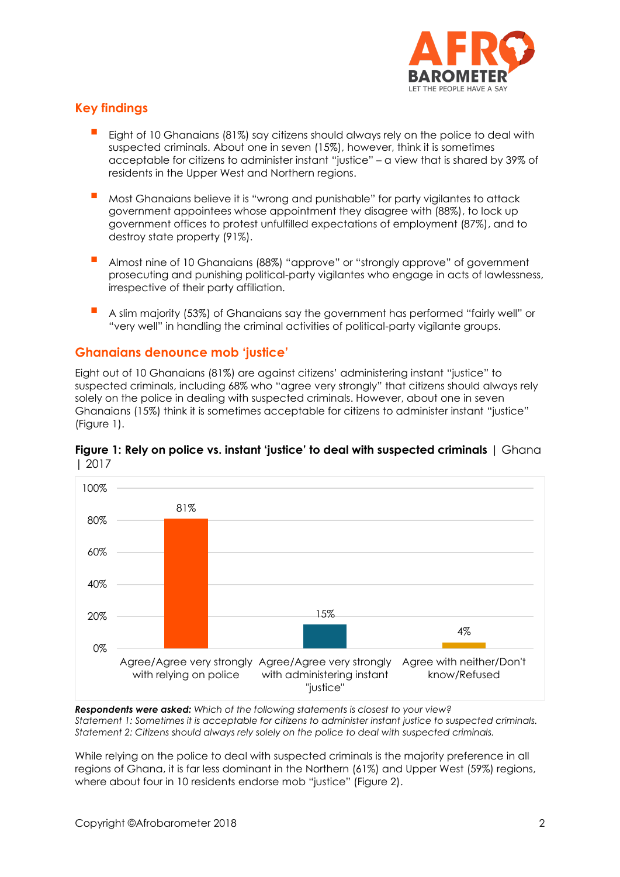## Key findings

- Eight of 10 Ghanaians (81%) say citizens should always rely on the police to deal with suspected criminals. About one in seven (15%), however, think it is sometimes acceptable for citizens to administer instant "justice" – a view that is shared by 39% of residents in the Upper West and Northern regions.
- Most Ghanaians believe it is "wrong and punishable" for party vigilantes to attack government appointees whose appointment they disagree with (88%), to lock up government offices to protest unfulfilled expectations of employment (87%), and to destroy state property (91%).
- Almost nine of 10 Ghanaians (88%) "approve" or "strongly approve" of government prosecuting and punishing political-party vigilantes who engage in acts of lawlessness, irrespective of their party affiliation.
- A slim majority (53%) of Ghanaians say the government has performed "fairly well" or "very well" in handling the criminal activities of political-party vigilante groups.

## Ghanaians denounce mob 'justice'

Eight out of 10 Ghanaians (81%) are against citizens' administering instant "justice" to suspected criminals, including 68% who "agree very strongly" that citizens should always rely solely on the police in dealing with suspected criminals. However, about one in seven Ghanaians (15%) think it is sometimes acceptable for citizens to administer instant "justice" (Figure 1).

**Figure 1: Rely on police vs. instant 'justice' to deal with suspected criminals** | Ghana | 2017

| Response | Percentage |
|---|---|
| Agree/Agree very strongly with relying on police | 81% |
| Agree/Agree very strongly with administering instant "justice" | 15% |
| Agree with neither/Don't know/Refused | 4% |

***Respondents were asked:*** *Which of the following statements is closest to your view?*
*Statement 1: Sometimes it is acceptable for citizens to administer instant justice to suspected criminals.*
*Statement 2: Citizens should always rely solely on the police to deal with suspected criminals.*

While relying on the police to deal with suspected criminals is the majority preference in all regions of Ghana, it is far less dominant in the Northern (61%) and Upper West (59%) regions, where about four in 10 residents endorse mob "justice" (Figure 2).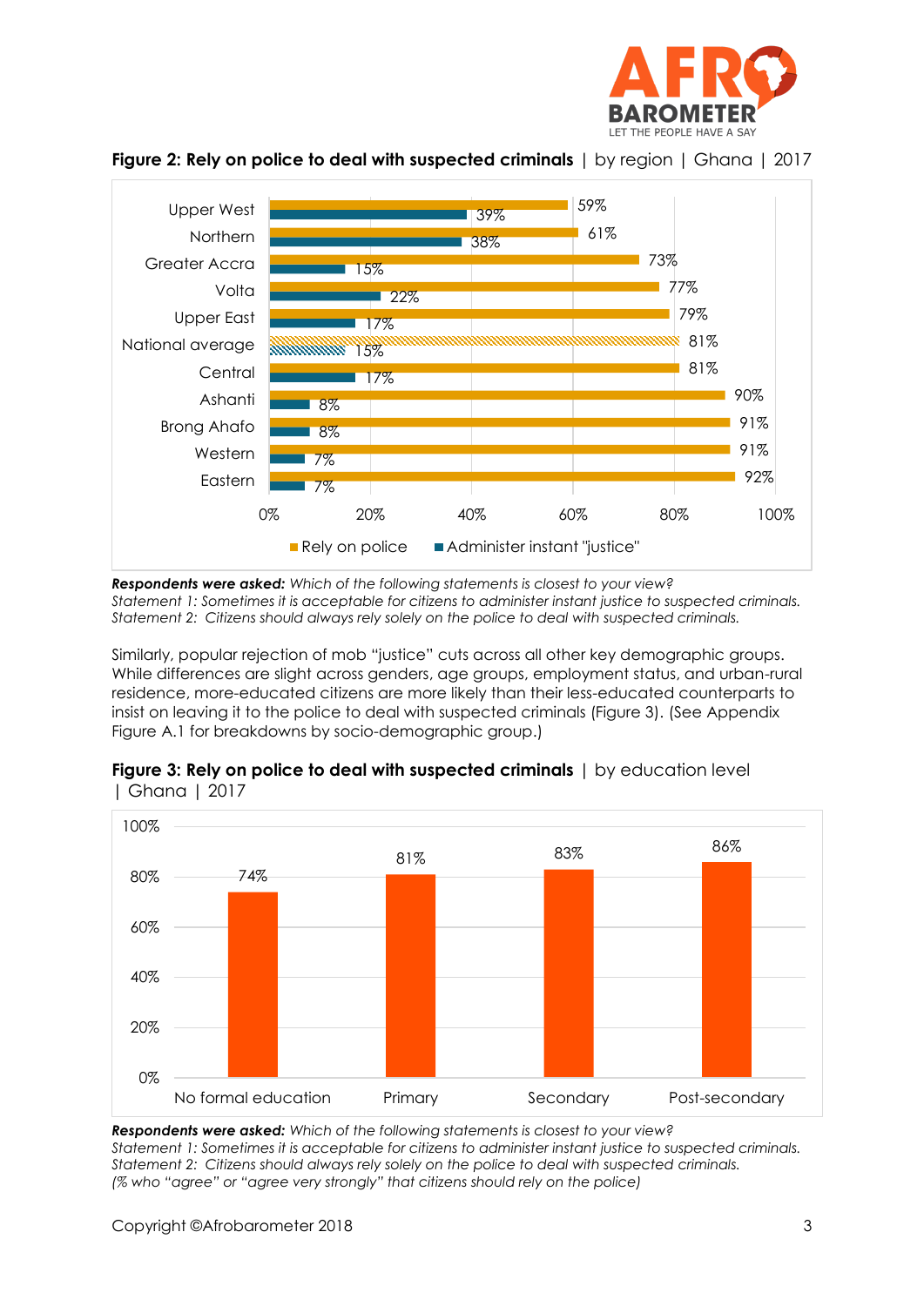**Figure 2: Rely on police to deal with suspected criminals** | by region | Ghana | 2017

| Region | Rely on police | Administer instant "justice" |
|---|---|---|
| Upper West | 59% | 39% |
| Northern | 61% | 38% |
| Greater Accra | 73% | 15% |
| Volta | 77% | 22% |
| Upper East | 79% | 17% |
| National average | 81% | 15% |
| Central | 81% | 17% |
| Ashanti | 90% | 8% |
| Brong Ahafo | 91% | 8% |
| Western | 91% | 7% |
| Eastern | 92% | 7% |

***Respondents were asked:*** *Which of the following statements is closest to your view?*
*Statement 1: Sometimes it is acceptable for citizens to administer instant justice to suspected criminals.*
*Statement 2: Citizens should always rely solely on the police to deal with suspected criminals.*

Similarly, popular rejection of mob "justice" cuts across all other key demographic groups. While differences are slight across genders, age groups, employment status, and urban-rural residence, more-educated citizens are more likely than their less-educated counterparts to insist on leaving it to the police to deal with suspected criminals (Figure 3). (See Appendix Figure A.1 for breakdowns by socio-demographic group.)

**Figure 3: Rely on police to deal with suspected criminals** | by education level | Ghana | 2017

| Education level | Rely on police |
|---|---|
| No formal education | 74% |
| Primary | 81% |
| Secondary | 83% |
| Post-secondary | 86% |

***Respondents were asked:*** *Which of the following statements is closest to your view?*
*Statement 1: Sometimes it is acceptable for citizens to administer instant justice to suspected criminals.*
*Statement 2: Citizens should always rely solely on the police to deal with suspected criminals.*
*(% who "agree" or "agree very strongly" that citizens should rely on the police)*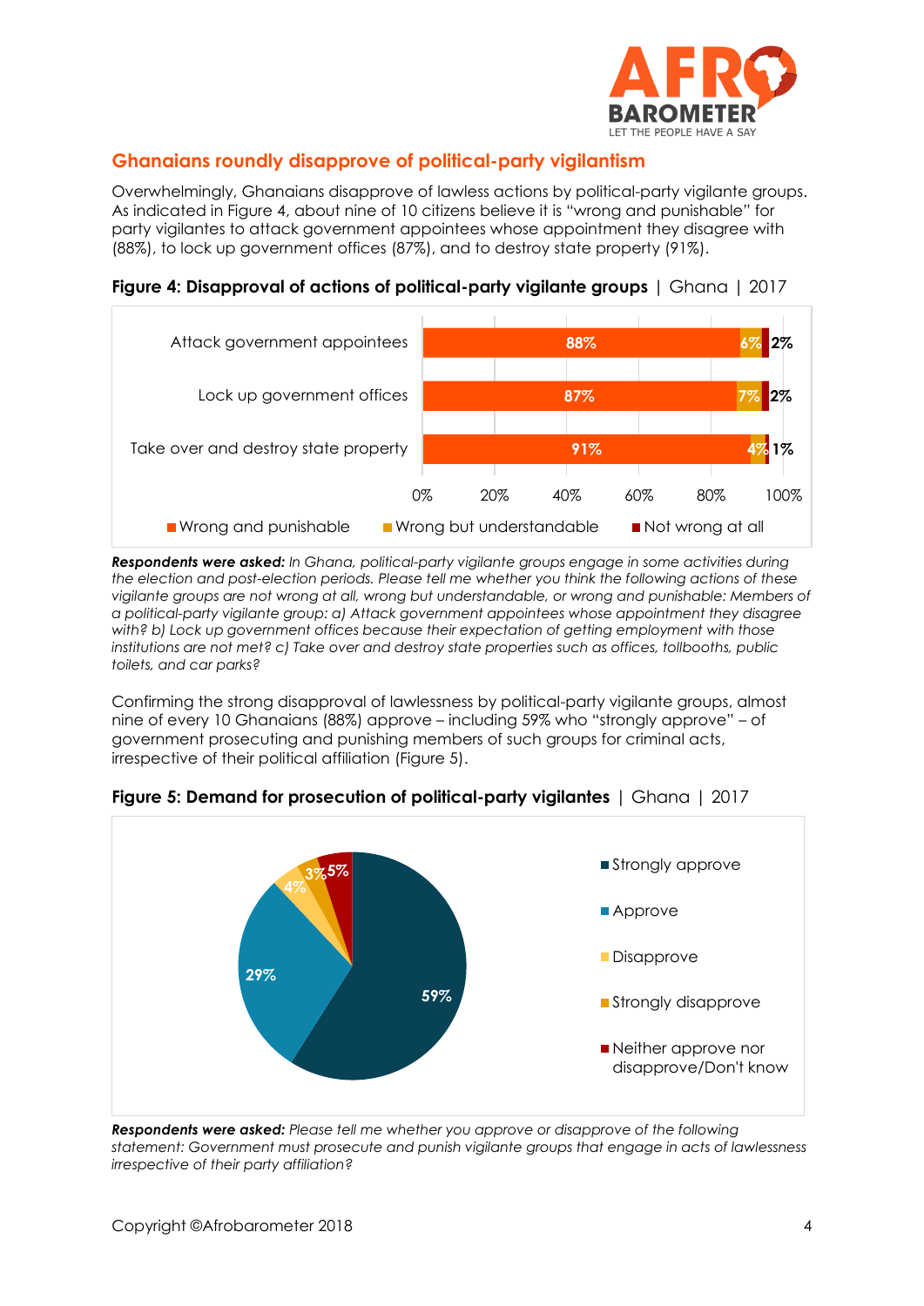## Ghanaians roundly disapprove of political-party vigilantism

Overwhelmingly, Ghanaians disapprove of lawless actions by political-party vigilante groups. As indicated in Figure 4, about nine of 10 citizens believe it is "wrong and punishable" for party vigilantes to attack government appointees whose appointment they disagree with (88%), to lock up government offices (87%), and to destroy state property (91%).

**Figure 4: Disapproval of actions of political-party vigilante groups** | Ghana | 2017

| | Wrong and punishable | Wrong but understandable | Not wrong at all |
|---|---|---|---|
| Attack government appointees | 88% | 6% | 2% |
| Lock up government offices | 87% | 7% | 2% |
| Take over and destroy state property | 91% | 4% | 1% |

***Respondents were asked:*** *In Ghana, political-party vigilante groups engage in some activities during the election and post-election periods. Please tell me whether you think the following actions of these vigilante groups are not wrong at all, wrong but understandable, or wrong and punishable: Members of a political-party vigilante group: a) Attack government appointees whose appointment they disagree with? b) Lock up government offices because their expectation of getting employment with those institutions are not met? c) Take over and destroy state properties such as offices, tollbooths, public toilets, and car parks?*

Confirming the strong disapproval of lawlessness by political-party vigilante groups, almost nine of every 10 Ghanaians (88%) approve – including 59% who "strongly approve" – of government prosecuting and punishing members of such groups for criminal acts, irrespective of their political affiliation (Figure 5).

**Figure 5: Demand for prosecution of political-party vigilantes** | Ghana | 2017

| Response | % |
|---|---|
| Strongly approve | 59% |
| Approve | 29% |
| Disapprove | 4% |
| Strongly disapprove | 3% |
| Neither approve nor disapprove/Don't know | 5% |

***Respondents were asked:*** *Please tell me whether you approve or disapprove of the following statement: Government must prosecute and punish vigilante groups that engage in acts of lawlessness irrespective of their party affiliation?*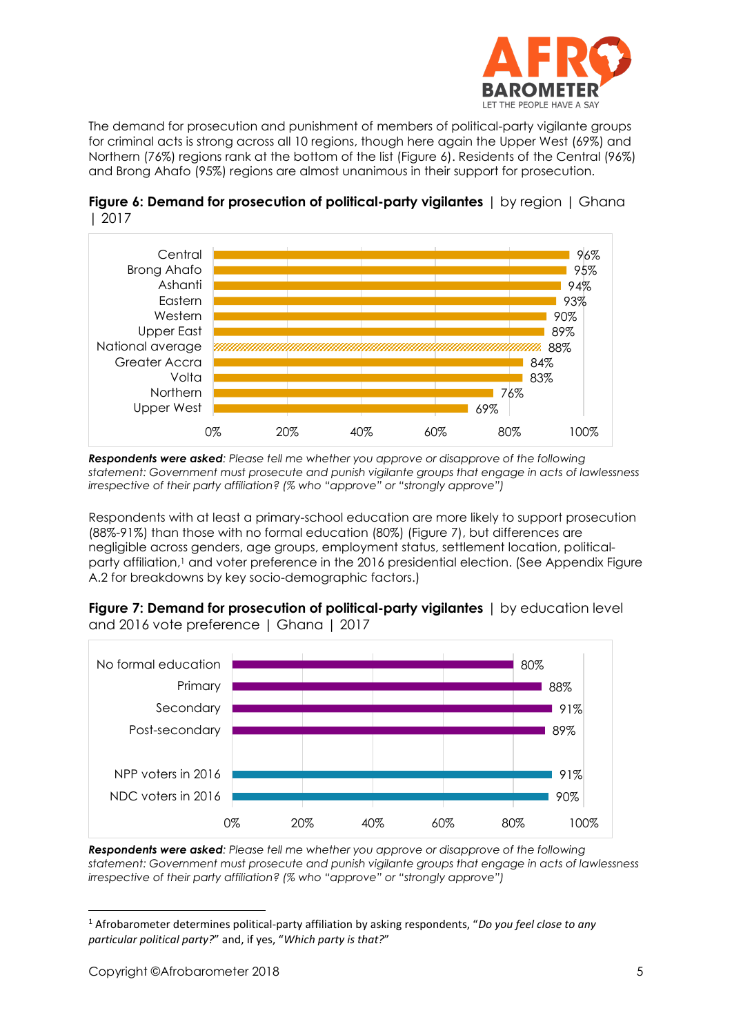The demand for prosecution and punishment of members of political-party vigilante groups for criminal acts is strong across all 10 regions, though here again the Upper West (69%) and Northern (76%) regions rank at the bottom of the list (Figure 6). Residents of the Central (96%) and Brong Ahafo (95%) regions are almost unanimous in their support for prosecution.

**Figure 6: Demand for prosecution of political-party vigilantes** | by region | Ghana | 2017

| Region | % |
|---|---|
| Central | 96% |
| Brong Ahafo | 95% |
| Ashanti | 94% |
| Eastern | 93% |
| Western | 90% |
| Upper East | 89% |
| National average | 88% |
| Greater Accra | 84% |
| Volta | 83% |
| Northern | 76% |
| Upper West | 69% |

***Respondents were asked**: Please tell me whether you approve or disapprove of the following statement: Government must prosecute and punish vigilante groups that engage in acts of lawlessness irrespective of their party affiliation? (% who "approve" or "strongly approve")*

Respondents with at least a primary-school education are more likely to support prosecution (88%-91%) than those with no formal education (80%) (Figure 7), but differences are negligible across genders, age groups, employment status, settlement location, political-party affiliation,[1] and voter preference in the 2016 presidential election. (See Appendix Figure A.2 for breakdowns by key socio-demographic factors.)

**Figure 7: Demand for prosecution of political-party vigilantes** | by education level and 2016 vote preference | Ghana | 2017

| Group | % |
|---|---|
| No formal education | 80% |
| Primary | 88% |
| Secondary | 91% |
| Post-secondary | 89% |
| NPP voters in 2016 | 91% |
| NDC voters in 2016 | 90% |

***Respondents were asked**: Please tell me whether you approve or disapprove of the following statement: Government must prosecute and punish vigilante groups that engage in acts of lawlessness irrespective of their party affiliation? (% who "approve" or "strongly approve")*

[1] Afrobarometer determines political-party affiliation by asking respondents, "*Do you feel close to any particular political party?*" and, if yes, "*Which party is that?*"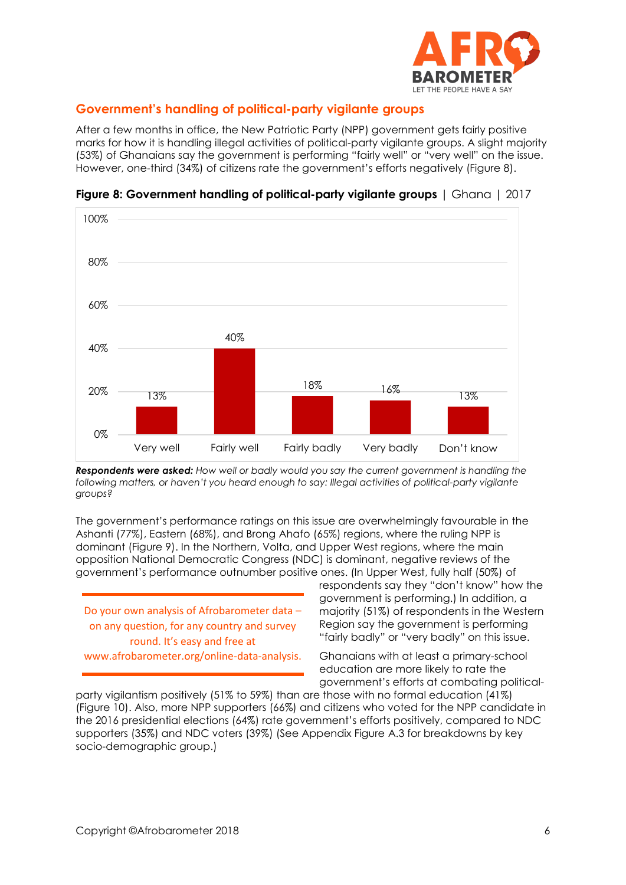## Government's handling of political-party vigilante groups

After a few months in office, the New Patriotic Party (NPP) government gets fairly positive marks for how it is handling illegal activities of political-party vigilante groups. A slight majority (53%) of Ghanaians say the government is performing "fairly well" or "very well" on the issue. However, one-third (34%) of citizens rate the government's efforts negatively (Figure 8).

**Figure 8: Government handling of political-party vigilante groups** | Ghana | 2017

| Response | % |
|---|---|
| Very well | 13% |
| Fairly well | 40% |
| Fairly badly | 18% |
| Very badly | 16% |
| Don't know | 13% |

***Respondents were asked:*** *How well or badly would you say the current government is handling the following matters, or haven't you heard enough to say: Illegal activities of political-party vigilante groups?*

The government's performance ratings on this issue are overwhelmingly favourable in the Ashanti (77%), Eastern (68%), and Brong Ahafo (65%) regions, where the ruling NPP is dominant (Figure 9). In the Northern, Volta, and Upper West regions, where the main opposition National Democratic Congress (NDC) is dominant, negative reviews of the government's performance outnumber positive ones. (In Upper West, fully half (50%) of respondents say they "don't know" how the government is performing.) In addition, a majority (51%) of respondents in the Western Region say the government is performing "fairly badly" or "very badly" on this issue.

Do your own analysis of Afrobarometer data – on any question, for any country and survey round. It's easy and free at www.afrobarometer.org/online-data-analysis.

Ghanaians with at least a primary-school education are more likely to rate the government's efforts at combating political-party vigilantism positively (51% to 59%) than are those with no formal education (41%) (Figure 10). Also, more NPP supporters (66%) and citizens who voted for the NPP candidate in the 2016 presidential elections (64%) rate government's efforts positively, compared to NDC supporters (35%) and NDC voters (39%) (See Appendix Figure A.3 for breakdowns by key socio-demographic group.)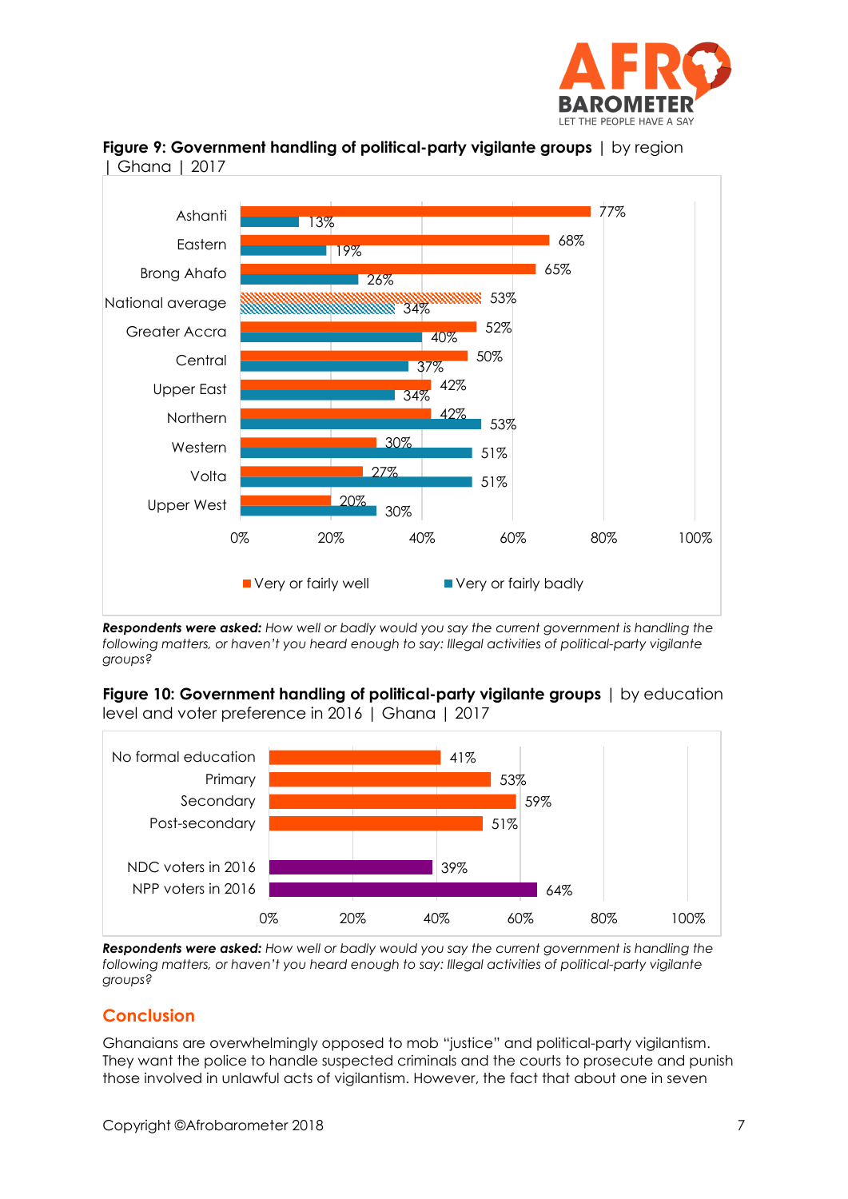**Figure 9: Government handling of political-party vigilante groups** | by region | Ghana | 2017

| Region | Very or fairly well | Very or fairly badly |
|---|---|---|
| Ashanti | 77% | 13% |
| Eastern | 68% | 19% |
| Brong Ahafo | 65% | 26% |
| National average | 53% | 34% |
| Greater Accra | 52% | 40% |
| Central | 50% | 37% |
| Upper East | 42% | 34% |
| Northern | 42% | 53% |
| Western | 30% | 51% |
| Volta | 27% | 51% |
| Upper West | 20% | 30% |

***Respondents were asked:*** *How well or badly would you say the current government is handling the following matters, or haven't you heard enough to say: Illegal activities of political-party vigilante groups?*

**Figure 10: Government handling of political-party vigilante groups** | by education level and voter preference in 2016 | Ghana | 2017

| Group | % |
|---|---|
| No formal education | 41% |
| Primary | 53% |
| Secondary | 59% |
| Post-secondary | 51% |
| NDC voters in 2016 | 39% |
| NPP voters in 2016 | 64% |

***Respondents were asked:*** *How well or badly would you say the current government is handling the following matters, or haven't you heard enough to say: Illegal activities of political-party vigilante groups?*

## Conclusion

Ghanaians are overwhelmingly opposed to mob "justice" and political-party vigilantism. They want the police to handle suspected criminals and the courts to prosecute and punish those involved in unlawful acts of vigilantism. However, the fact that about one in seven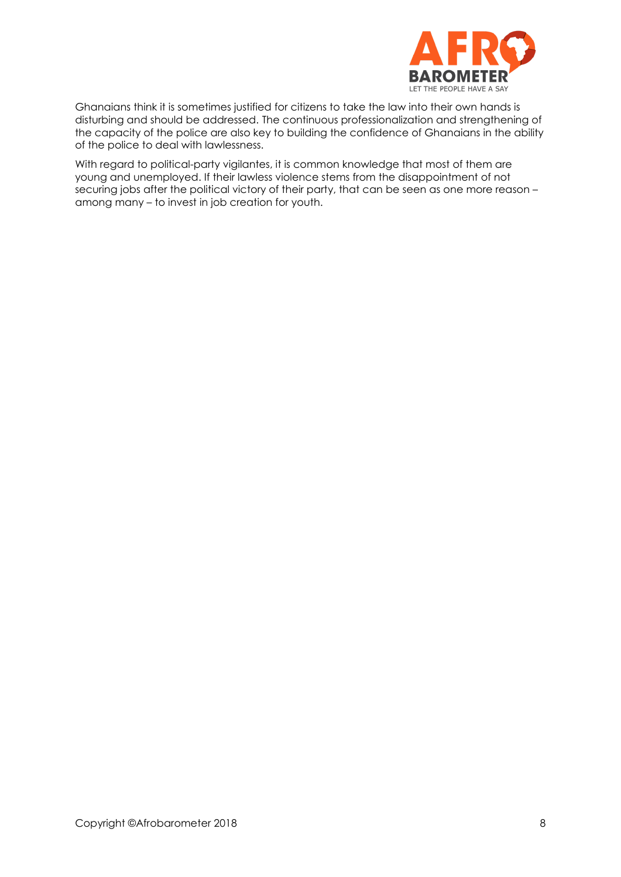Ghanaians think it is sometimes justified for citizens to take the law into their own hands is disturbing and should be addressed. The continuous professionalization and strengthening of the capacity of the police are also key to building the confidence of Ghanaians in the ability of the police to deal with lawlessness.

With regard to political-party vigilantes, it is common knowledge that most of them are young and unemployed. If their lawless violence stems from the disappointment of not securing jobs after the political victory of their party, that can be seen as one more reason – among many – to invest in job creation for youth.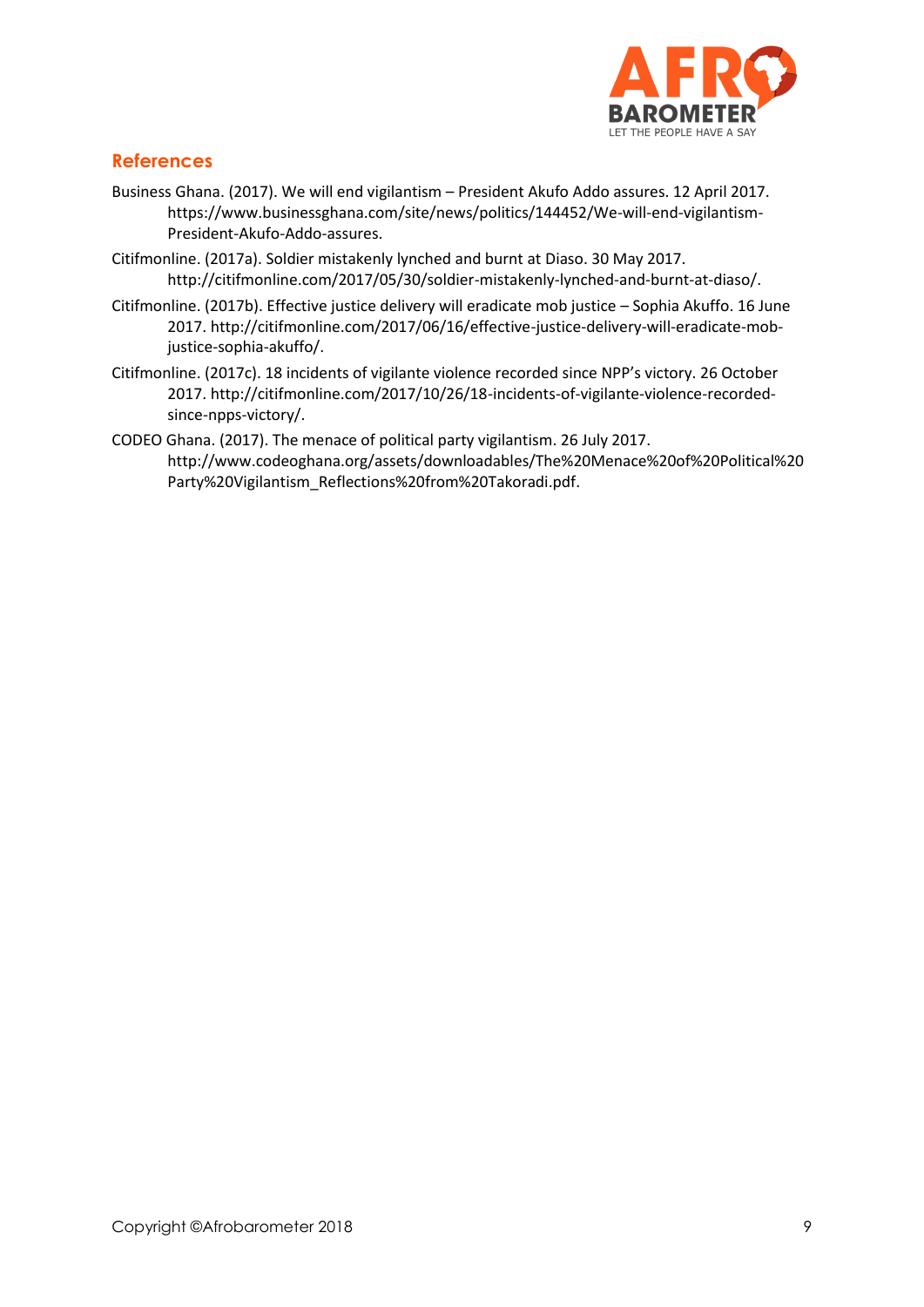## References

Business Ghana. (2017). We will end vigilantism – President Akufo Addo assures. 12 April 2017. https://www.businessghana.com/site/news/politics/144452/We-will-end-vigilantism-President-Akufo-Addo-assures.

Citifmonline. (2017a). Soldier mistakenly lynched and burnt at Diaso. 30 May 2017. http://citifmonline.com/2017/05/30/soldier-mistakenly-lynched-and-burnt-at-diaso/.

Citifmonline. (2017b). Effective justice delivery will eradicate mob justice – Sophia Akuffo. 16 June 2017. http://citifmonline.com/2017/06/16/effective-justice-delivery-will-eradicate-mob-justice-sophia-akuffo/.

Citifmonline. (2017c). 18 incidents of vigilante violence recorded since NPP's victory. 26 October 2017. http://citifmonline.com/2017/10/26/18-incidents-of-vigilante-violence-recorded-since-npps-victory/.

CODEO Ghana. (2017). The menace of political party vigilantism. 26 July 2017. http://www.codeoghana.org/assets/downloadables/The%20Menace%20of%20Political%20Party%20Vigilantism_Reflections%20from%20Takoradi.pdf.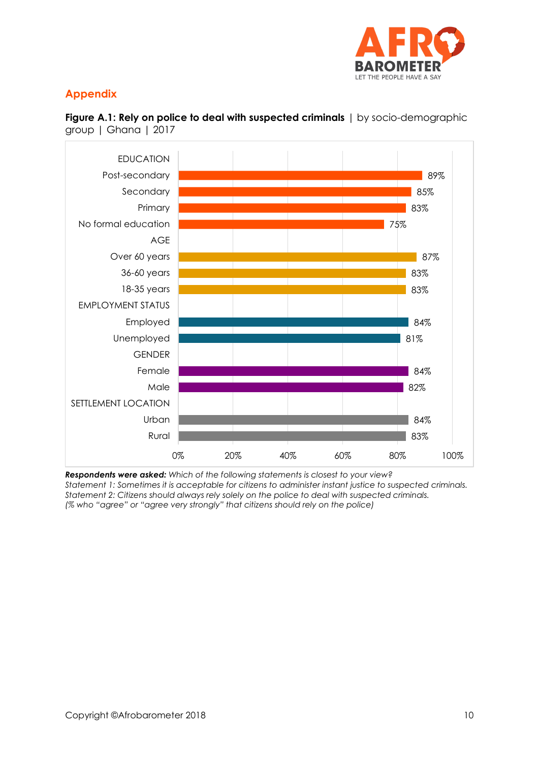## Appendix

**Figure A.1: Rely on police to deal with suspected criminals** | by socio-demographic group | Ghana | 2017

| Group | % |
|---|---|
| **EDUCATION** | |
| Post-secondary | 89% |
| Secondary | 85% |
| Primary | 83% |
| No formal education | 75% |
| **AGE** | |
| Over 60 years | 87% |
| 36-60 years | 83% |
| 18-35 years | 83% |
| **EMPLOYMENT STATUS** | |
| Employed | 84% |
| Unemployed | 81% |
| **GENDER** | |
| Female | 84% |
| Male | 82% |
| **SETTLEMENT LOCATION** | |
| Urban | 84% |
| Rural | 83% |

***Respondents were asked:*** *Which of the following statements is closest to your view?*
*Statement 1: Sometimes it is acceptable for citizens to administer instant justice to suspected criminals.*
*Statement 2: Citizens should always rely solely on the police to deal with suspected criminals.*
*(% who "agree" or "agree very strongly" that citizens should rely on the police)*

Copyright ©Afrobarometer 2018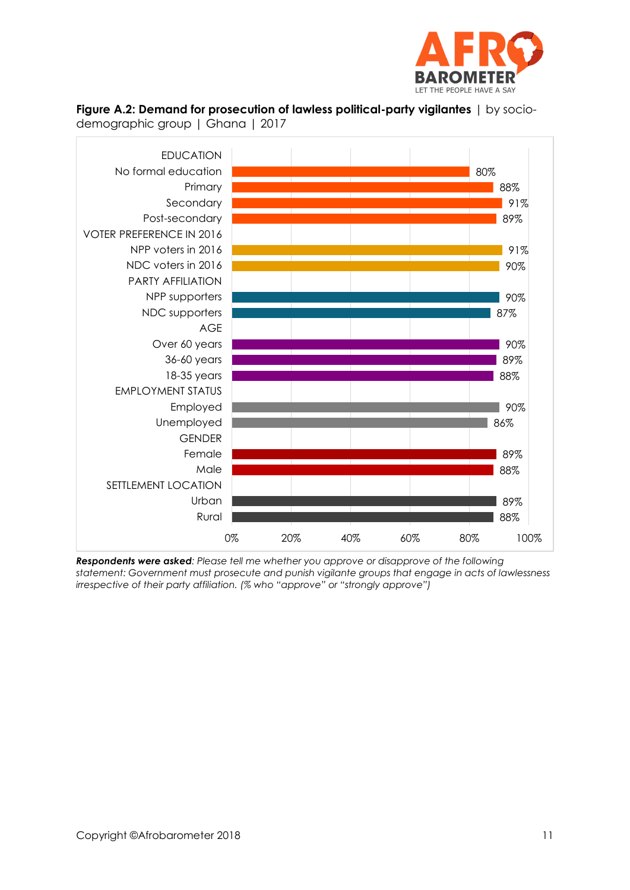**Figure A.2: Demand for prosecution of lawless political-party vigilantes** | by socio-demographic group | Ghana | 2017

| Group | % |
|---|---|
| **EDUCATION** | |
| No formal education | 80% |
| Primary | 88% |
| Secondary | 91% |
| Post-secondary | 89% |
| **VOTER PREFERENCE IN 2016** | |
| NPP voters in 2016 | 91% |
| NDC voters in 2016 | 90% |
| **PARTY AFFILIATION** | |
| NPP supporters | 90% |
| NDC supporters | 87% |
| **AGE** | |
| Over 60 years | 90% |
| 36-60 years | 89% |
| 18-35 years | 88% |
| **EMPLOYMENT STATUS** | |
| Employed | 90% |
| Unemployed | 86% |
| **GENDER** | |
| Female | 89% |
| Male | 88% |
| **SETTLEMENT LOCATION** | |
| Urban | 89% |
| Rural | 88% |

***Respondents were asked**: Please tell me whether you approve or disapprove of the following statement: Government must prosecute and punish vigilante groups that engage in acts of lawlessness irrespective of their party affiliation. (% who "approve" or "strongly approve")*

Copyright ©Afrobarometer 2018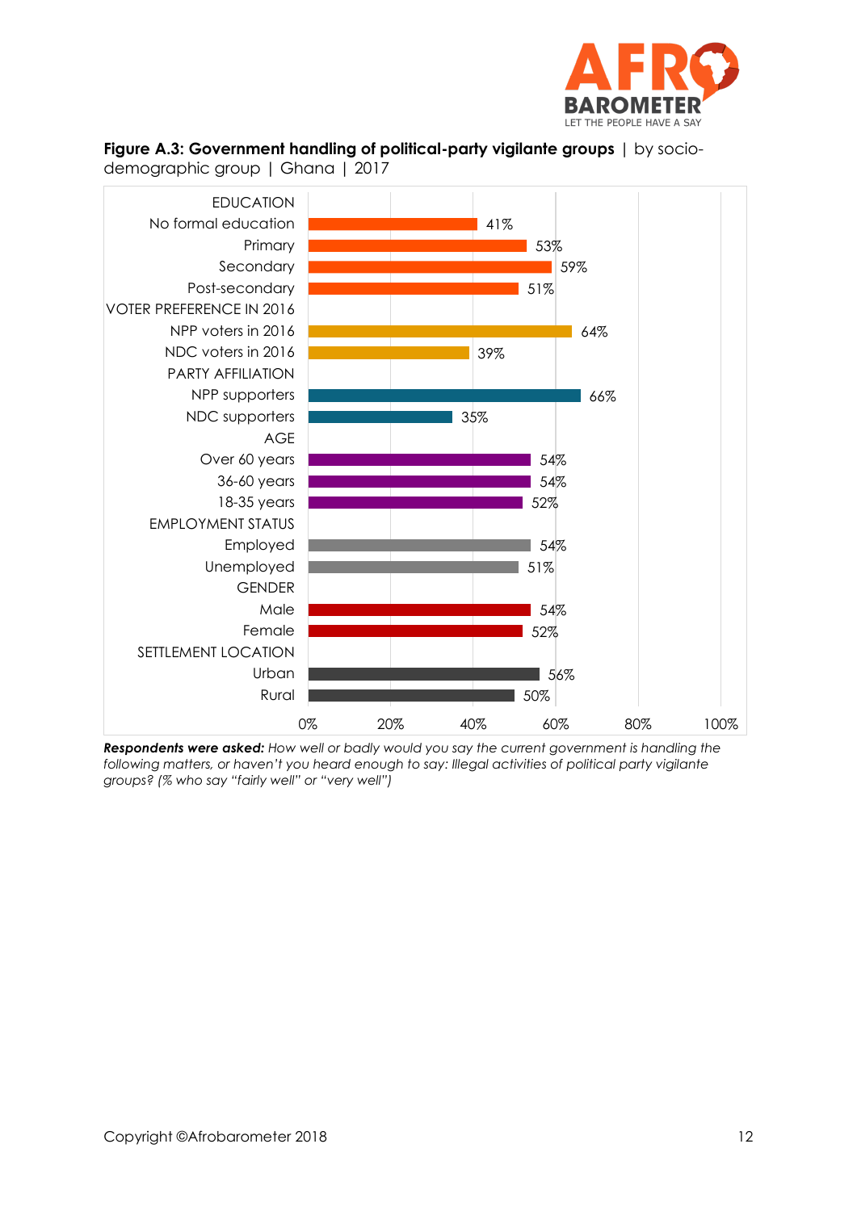**Figure A.3: Government handling of political-party vigilante groups** | by socio-demographic group | Ghana | 2017

| Group | % |
|---|---|
| **EDUCATION** | |
| No formal education | 41% |
| Primary | 53% |
| Secondary | 59% |
| Post-secondary | 51% |
| **VOTER PREFERENCE IN 2016** | |
| NPP voters in 2016 | 64% |
| NDC voters in 2016 | 39% |
| **PARTY AFFILIATION** | |
| NPP supporters | 66% |
| NDC supporters | 35% |
| **AGE** | |
| Over 60 years | 54% |
| 36-60 years | 54% |
| 18-35 years | 52% |
| **EMPLOYMENT STATUS** | |
| Employed | 54% |
| Unemployed | 51% |
| **GENDER** | |
| Male | 54% |
| Female | 52% |
| **SETTLEMENT LOCATION** | |
| Urban | 56% |
| Rural | 50% |

***Respondents were asked:*** *How well or badly would you say the current government is handling the following matters, or haven't you heard enough to say: Illegal activities of political party vigilante groups? (% who say "fairly well" or "very well")*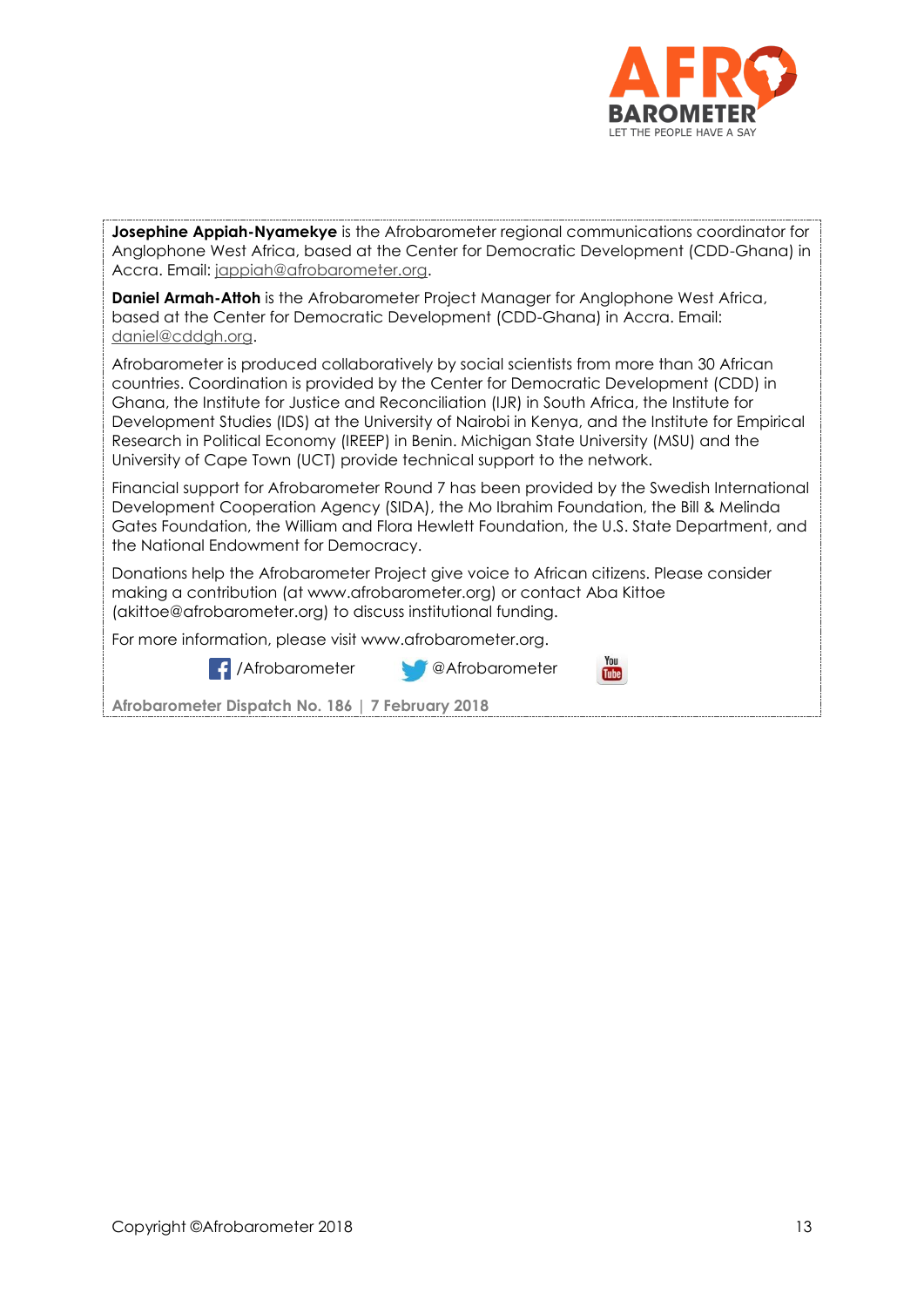**Josephine Appiah-Nyamekye** is the Afrobarometer regional communications coordinator for Anglophone West Africa, based at the Center for Democratic Development (CDD-Ghana) in Accra. Email: jappiah@afrobarometer.org.

**Daniel Armah-Attoh** is the Afrobarometer Project Manager for Anglophone West Africa, based at the Center for Democratic Development (CDD-Ghana) in Accra. Email: daniel@cddgh.org.

Afrobarometer is produced collaboratively by social scientists from more than 30 African countries. Coordination is provided by the Center for Democratic Development (CDD) in Ghana, the Institute for Justice and Reconciliation (IJR) in South Africa, the Institute for Development Studies (IDS) at the University of Nairobi in Kenya, and the Institute for Empirical Research in Political Economy (IREEP) in Benin. Michigan State University (MSU) and the University of Cape Town (UCT) provide technical support to the network.

Financial support for Afrobarometer Round 7 has been provided by the Swedish International Development Cooperation Agency (SIDA), the Mo Ibrahim Foundation, the Bill & Melinda Gates Foundation, the William and Flora Hewlett Foundation, the U.S. State Department, and the National Endowment for Democracy.

Donations help the Afrobarometer Project give voice to African citizens. Please consider making a contribution (at www.afrobarometer.org) or contact Aba Kittoe (akittoe@afrobarometer.org) to discuss institutional funding.

For more information, please visit www.afrobarometer.org.

/Afrobarometer @Afrobarometer

**Afrobarometer Dispatch No. 186 | 7 February 2018**

Copyright ©Afrobarometer 2018